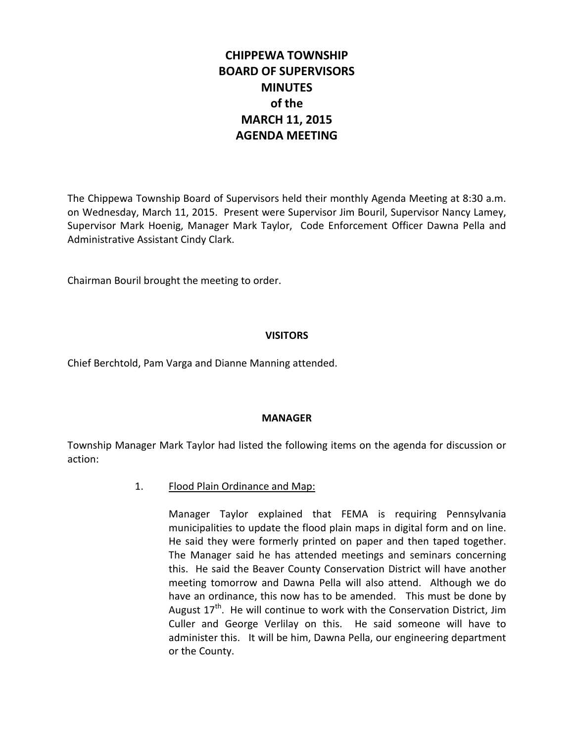# CHIPPEWA TOWNSHIP BOARD OF SUPERVISORS MINUTES of the MARCH 11, 2015 AGENDA MEETING

The Chippewa Township Board of Supervisors held their monthly Agenda Meeting at 8:30 a.m. on Wednesday, March 11, 2015. Present were Supervisor Jim Bouril, Supervisor Nancy Lamey, Supervisor Mark Hoenig, Manager Mark Taylor, Code Enforcement Officer Dawna Pella and Administrative Assistant Cindy Clark.

Chairman Bouril brought the meeting to order.

## VISITORS

Chief Berchtold, Pam Varga and Dianne Manning attended.

## MANAGER

Township Manager Mark Taylor had listed the following items on the agenda for discussion or action:

1. Flood Plain Ordinance and Map:

   Manager Taylor explained that FEMA is requiring Pennsylvania municipalities to update the flood plain maps in digital form and on line. He said they were formerly printed on paper and then taped together. The Manager said he has attended meetings and seminars concerning this. He said the Beaver County Conservation District will have another meeting tomorrow and Dawna Pella will also attend. Although we do have an ordinance, this now has to be amended. This must be done by August 17th. He will continue to work with the Conservation District, Jim Culler and George Verlilay on this. He said someone will have to administer this. It will be him, Dawna Pella, our engineering department or the County.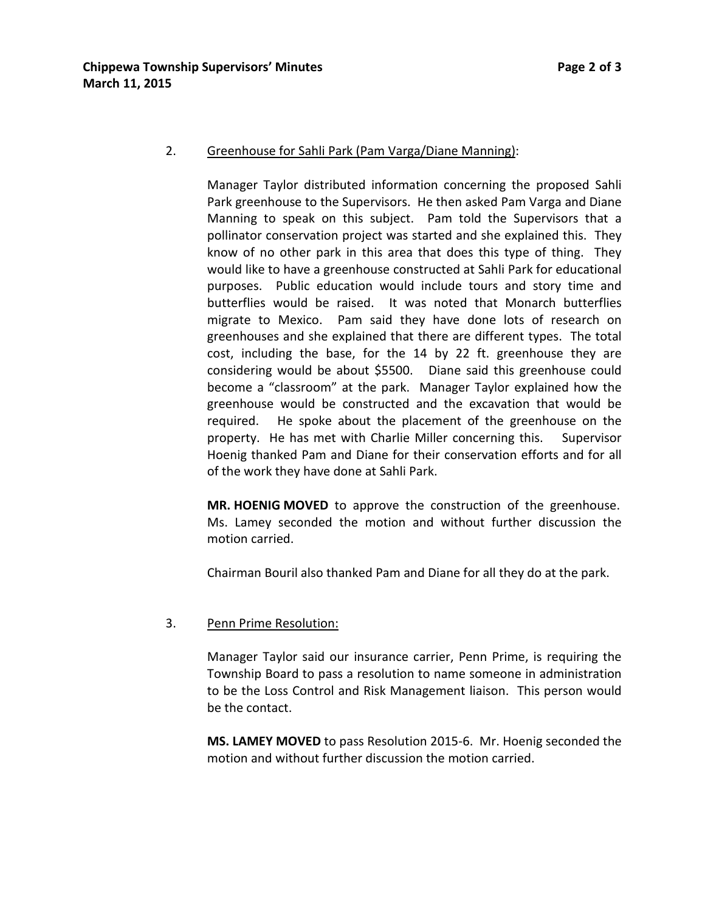2. <u>Greenhouse for Sahli Park (Pam Varga/Diane Manning)</u>:

   Manager Taylor distributed information concerning the proposed Sahli Park greenhouse to the Supervisors. He then asked Pam Varga and Diane Manning to speak on this subject. Pam told the Supervisors that a pollinator conservation project was started and she explained this. They know of no other park in this area that does this type of thing. They would like to have a greenhouse constructed at Sahli Park for educational purposes. Public education would include tours and story time and butterflies would be raised. It was noted that Monarch butterflies migrate to Mexico. Pam said they have done lots of research on greenhouses and she explained that there are different types. The total cost, including the base, for the 14 by 22 ft. greenhouse they are considering would be about $5500. Diane said this greenhouse could become a "classroom" at the park. Manager Taylor explained how the greenhouse would be constructed and the excavation that would be required. He spoke about the placement of the greenhouse on the property. He has met with Charlie Miller concerning this. Supervisor Hoenig thanked Pam and Diane for their conservation efforts and for all of the work they have done at Sahli Park.

   **MR. HOENIG MOVED** to approve the construction of the greenhouse. Ms. Lamey seconded the motion and without further discussion the motion carried.

   Chairman Bouril also thanked Pam and Diane for all they do at the park.

3. <u>Penn Prime Resolution:</u>

   Manager Taylor said our insurance carrier, Penn Prime, is requiring the Township Board to pass a resolution to name someone in administration to be the Loss Control and Risk Management liaison. This person would be the contact.

   **MS. LAMEY MOVED** to pass Resolution 2015-6. Mr. Hoenig seconded the motion and without further discussion the motion carried.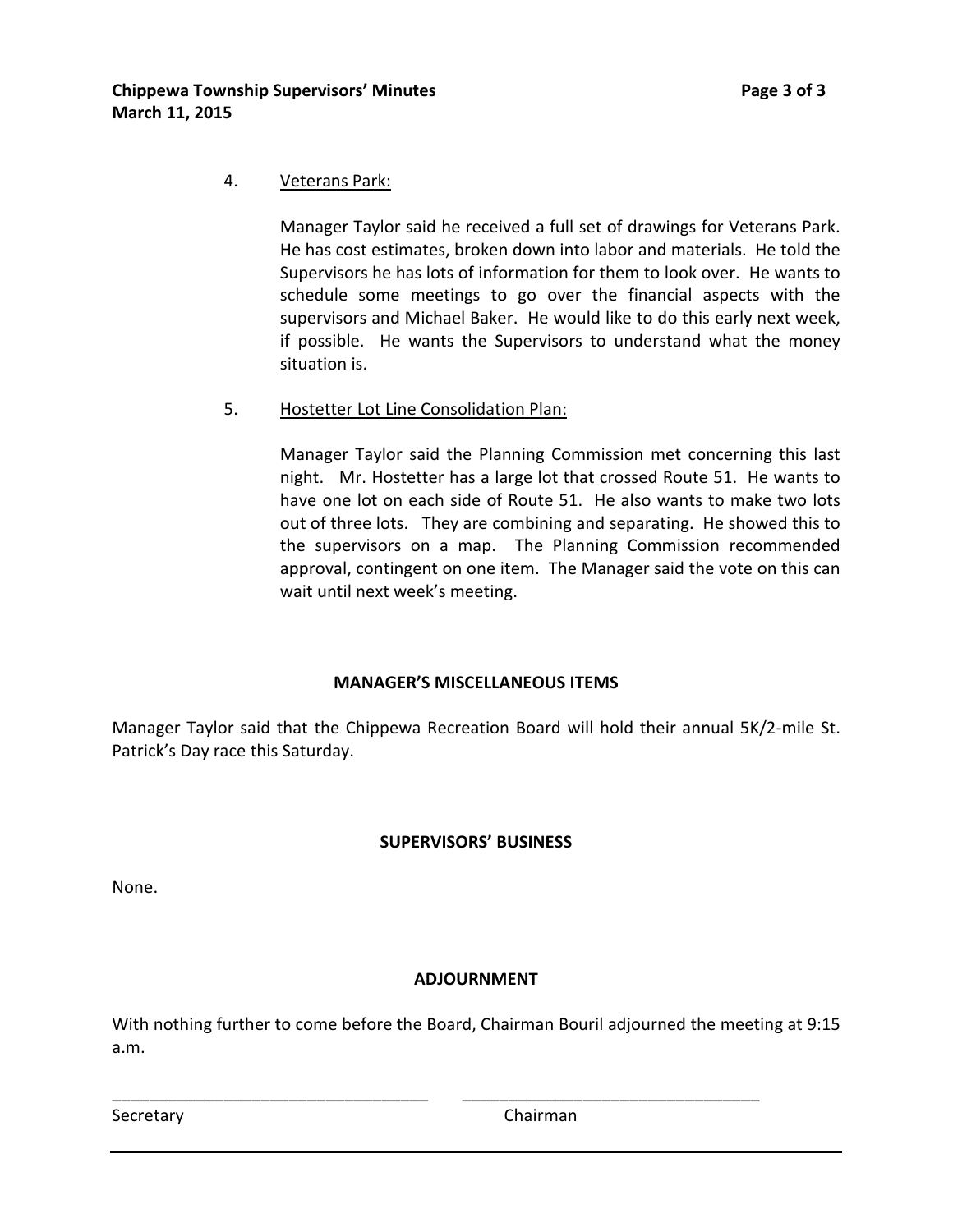4. Veterans Park:

   Manager Taylor said he received a full set of drawings for Veterans Park. He has cost estimates, broken down into labor and materials. He told the Supervisors he has lots of information for them to look over. He wants to schedule some meetings to go over the financial aspects with the supervisors and Michael Baker. He would like to do this early next week, if possible. He wants the Supervisors to understand what the money situation is.

5. Hostetter Lot Line Consolidation Plan:

   Manager Taylor said the Planning Commission met concerning this last night. Mr. Hostetter has a large lot that crossed Route 51. He wants to have one lot on each side of Route 51. He also wants to make two lots out of three lots. They are combining and separating. He showed this to the supervisors on a map. The Planning Commission recommended approval, contingent on one item. The Manager said the vote on this can wait until next week's meeting.

## MANAGER'S MISCELLANEOUS ITEMS

Manager Taylor said that the Chippewa Recreation Board will hold their annual 5K/2-mile St. Patrick's Day race this Saturday.

## SUPERVISORS' BUSINESS

None.

## ADJOURNMENT

With nothing further to come before the Board, Chairman Bouril adjourned the meeting at 9:15 a.m.

___________________________________ ___________________________________

Secretary Chairman